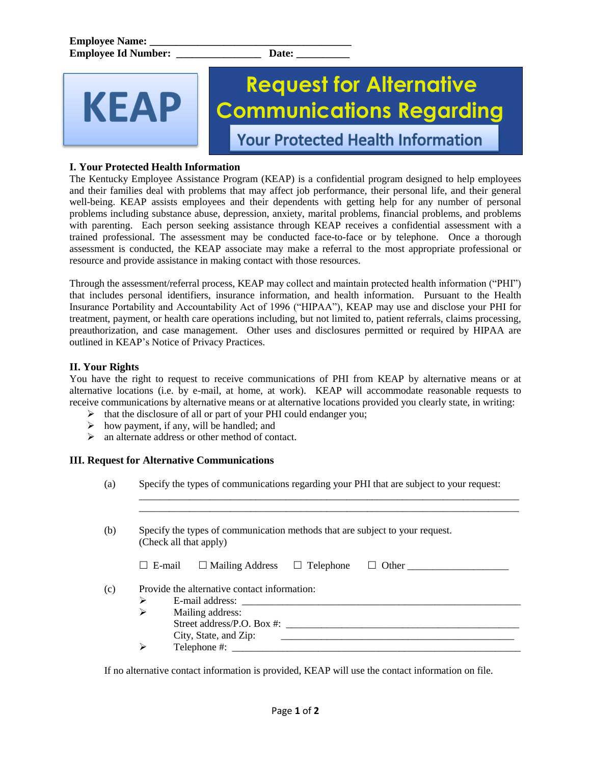**Employee Name:** ________________________________________
**Employee Id Number:** ________________ **Date:** __________

**KEAP**

# Request for Alternative Communications Regarding

## Your Protected Health Information

### I. Your Protected Health Information

The Kentucky Employee Assistance Program (KEAP) is a confidential program designed to help employees and their families deal with problems that may affect job performance, their personal life, and their general well-being. KEAP assists employees and their dependents with getting help for any number of personal problems including substance abuse, depression, anxiety, marital problems, financial problems, and problems with parenting. Each person seeking assistance through KEAP receives a confidential assessment with a trained professional. The assessment may be conducted face-to-face or by telephone. Once a thorough assessment is conducted, the KEAP associate may make a referral to the most appropriate professional or resource and provide assistance in making contact with those resources.

Through the assessment/referral process, KEAP may collect and maintain protected health information ("PHI") that includes personal identifiers, insurance information, and health information. Pursuant to the Health Insurance Portability and Accountability Act of 1996 ("HIPAA"), KEAP may use and disclose your PHI for treatment, payment, or health care operations including, but not limited to, patient referrals, claims processing, preauthorization, and case management. Other uses and disclosures permitted or required by HIPAA are outlined in KEAP's Notice of Privacy Practices.

### II. Your Rights

You have the right to request to receive communications of PHI from KEAP by alternative means or at alternative locations (i.e. by e-mail, at home, at work). KEAP will accommodate reasonable requests to receive communications by alternative means or at alternative locations provided you clearly state, in writing:

- that the disclosure of all or part of your PHI could endanger you;
- how payment, if any, will be handled; and
- an alternate address or other method of contact.

### III. Request for Alternative Communications

(a) Specify the types of communications regarding your PHI that are subject to your request:
_______________________________________________________________________________
_______________________________________________________________________________

(b) Specify the types of communication methods that are subject to your request. (Check all that apply)

☐ E-mail ☐ Mailing Address ☐ Telephone ☐ Other ___________________

(c) Provide the alternative contact information:

- E-mail address: _______________________________________________________
- Mailing address:
  Street address/P.O. Box #: ______________________________________________
  City, State, and Zip: ______________________________________________
- Telephone #: __________________________________________________________

If no alternative contact information is provided, KEAP will use the contact information on file.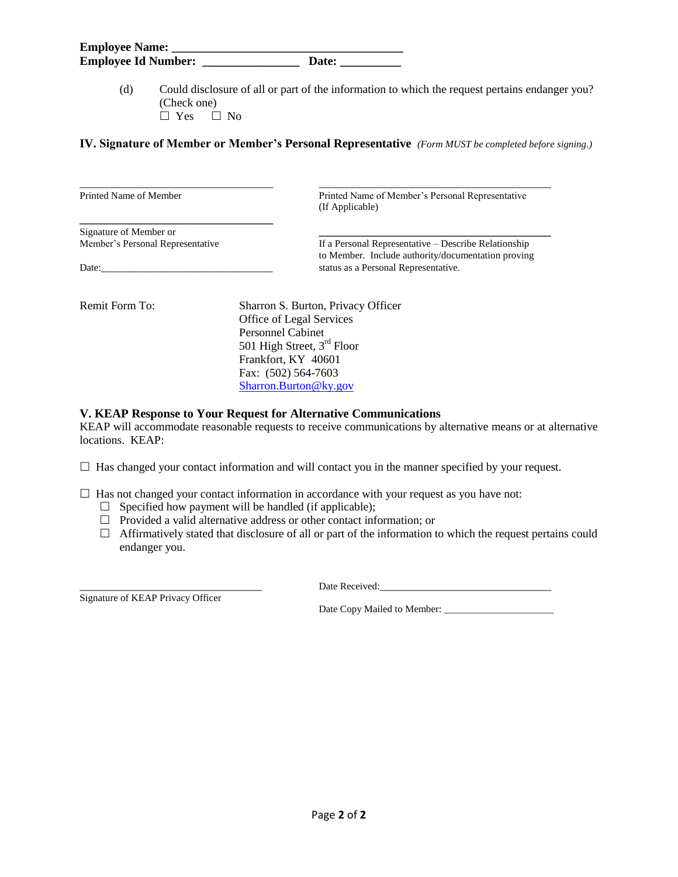**Employee Name: ______________________________________**
**Employee Id Number: ________________ Date: __________**

(d) Could disclosure of all or part of the information to which the request pertains endanger you? (Check one)
☐ Yes ☐ No

### IV. Signature of Member or Member's Personal Representative *(Form MUST be completed before signing.)*

| | |
|---|---|
| ____________________________________ | ____________________________________________ |
| Printed Name of Member | Printed Name of Member's Personal Representative (If Applicable) |
| ____________________________________ | ____________________________________________ |
| Signature of Member or Member's Personal Representative | If a Personal Representative – Describe Relationship to Member. Include authority/documentation proving status as a Personal Representative. |
| Date:__________________________________ | |

Remit Form To:

Sharron S. Burton, Privacy Officer
Office of Legal Services
Personnel Cabinet
501 High Street, 3rd Floor
Frankfort, KY 40601
Fax: (502) 564-7603
Sharron.Burton@ky.gov

### V. KEAP Response to Your Request for Alternative Communications

KEAP will accommodate reasonable requests to receive communications by alternative means or at alternative locations. KEAP:

☐ Has changed your contact information and will contact you in the manner specified by your request.

☐ Has not changed your contact information in accordance with your request as you have not:
- ☐ Specified how payment will be handled (if applicable);
- ☐ Provided a valid alternative address or other contact information; or
- ☐ Affirmatively stated that disclosure of all or part of the information to which the request pertains could endanger you.

| | |
|---|---|
| ___________________________________ | Date Received:___________________________________ |
| Signature of KEAP Privacy Officer | Date Copy Mailed to Member: ______________________ |